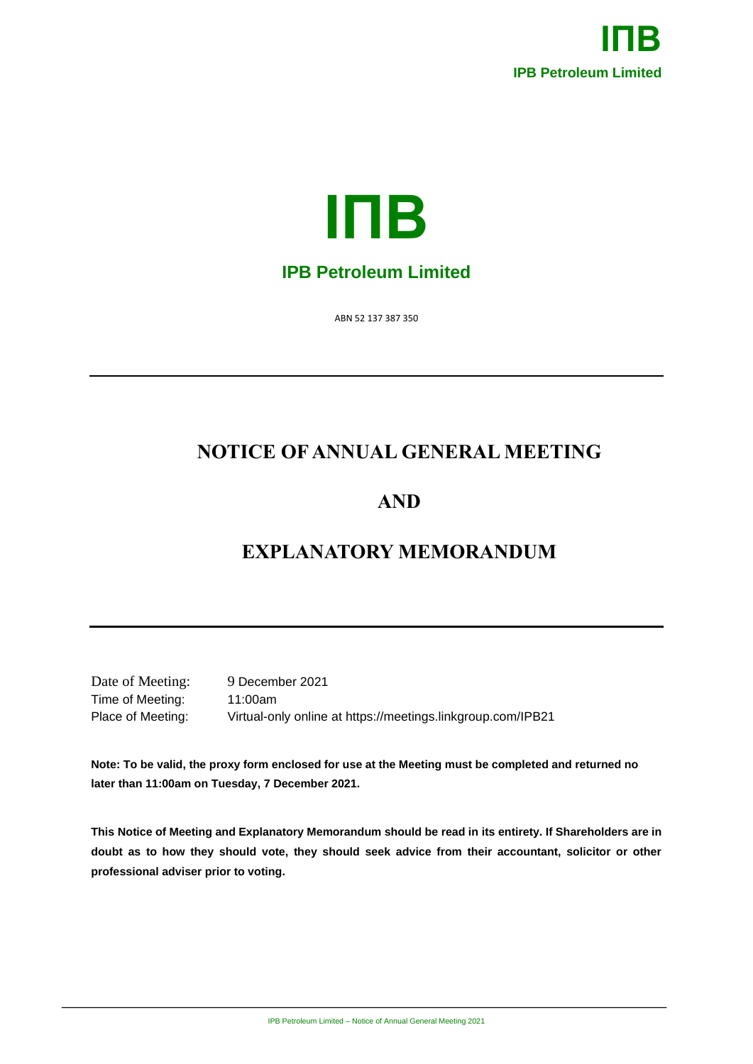**IПB**

**IPB Petroleum Limited**

**IПB**

## IPB Petroleum Limited

ABN 52 137 387 350

# NOTICE OF ANNUAL GENERAL MEETING

# AND

# EXPLANATORY MEMORANDUM

| | |
|---|---|
| Date of Meeting: | 9 December 2021 |
| Time of Meeting: | 11:00am |
| Place of Meeting: | Virtual-only online at https://meetings.linkgroup.com/IPB21 |

**Note: To be valid, the proxy form enclosed for use at the Meeting must be completed and returned no later than 11:00am on Tuesday, 7 December 2021.**

**This Notice of Meeting and Explanatory Memorandum should be read in its entirety. If Shareholders are in doubt as to how they should vote, they should seek advice from their accountant, solicitor or other professional adviser prior to voting.**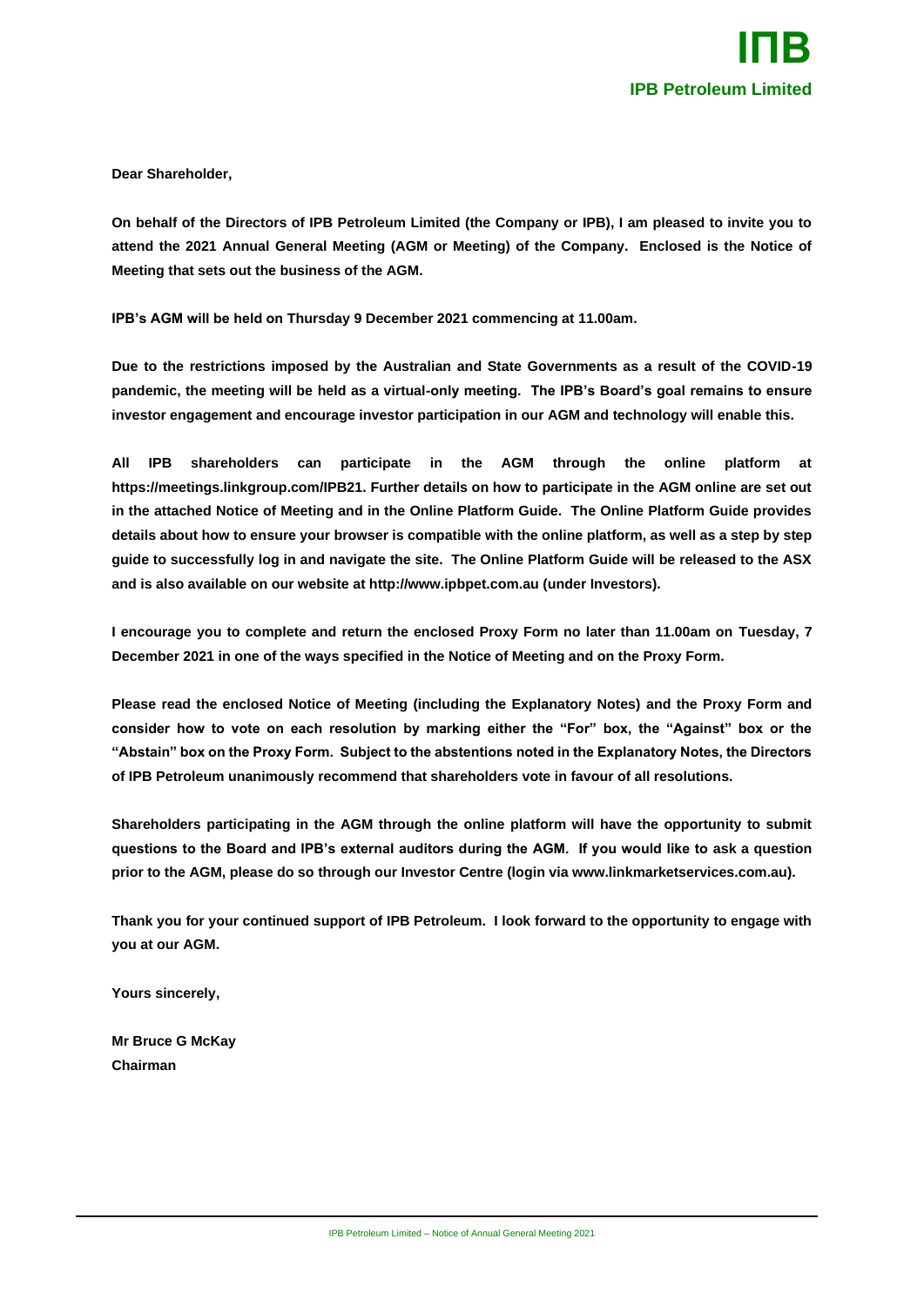**IПB**
**IPB Petroleum Limited**

**Dear Shareholder,**

**On behalf of the Directors of IPB Petroleum Limited (the Company or IPB), I am pleased to invite you to attend the 2021 Annual General Meeting (AGM or Meeting) of the Company. Enclosed is the Notice of Meeting that sets out the business of the AGM.**

**IPB's AGM will be held on Thursday 9 December 2021 commencing at 11.00am.**

**Due to the restrictions imposed by the Australian and State Governments as a result of the COVID-19 pandemic, the meeting will be held as a virtual-only meeting. The IPB's Board's goal remains to ensure investor engagement and encourage investor participation in our AGM and technology will enable this.**

**All IPB shareholders can participate in the AGM through the online platform at https://meetings.linkgroup.com/IPB21. Further details on how to participate in the AGM online are set out in the attached Notice of Meeting and in the Online Platform Guide. The Online Platform Guide provides details about how to ensure your browser is compatible with the online platform, as well as a step by step guide to successfully log in and navigate the site. The Online Platform Guide will be released to the ASX and is also available on our website at http://www.ipbpet.com.au (under Investors).**

**I encourage you to complete and return the enclosed Proxy Form no later than 11.00am on Tuesday, 7 December 2021 in one of the ways specified in the Notice of Meeting and on the Proxy Form.**

**Please read the enclosed Notice of Meeting (including the Explanatory Notes) and the Proxy Form and consider how to vote on each resolution by marking either the "For" box, the "Against" box or the "Abstain" box on the Proxy Form. Subject to the abstentions noted in the Explanatory Notes, the Directors of IPB Petroleum unanimously recommend that shareholders vote in favour of all resolutions.**

**Shareholders participating in the AGM through the online platform will have the opportunity to submit questions to the Board and IPB's external auditors during the AGM. If you would like to ask a question prior to the AGM, please do so through our Investor Centre (login via www.linkmarketservices.com.au).**

**Thank you for your continued support of IPB Petroleum. I look forward to the opportunity to engage with you at our AGM.**

**Yours sincerely,**

**Mr Bruce G McKay**
**Chairman**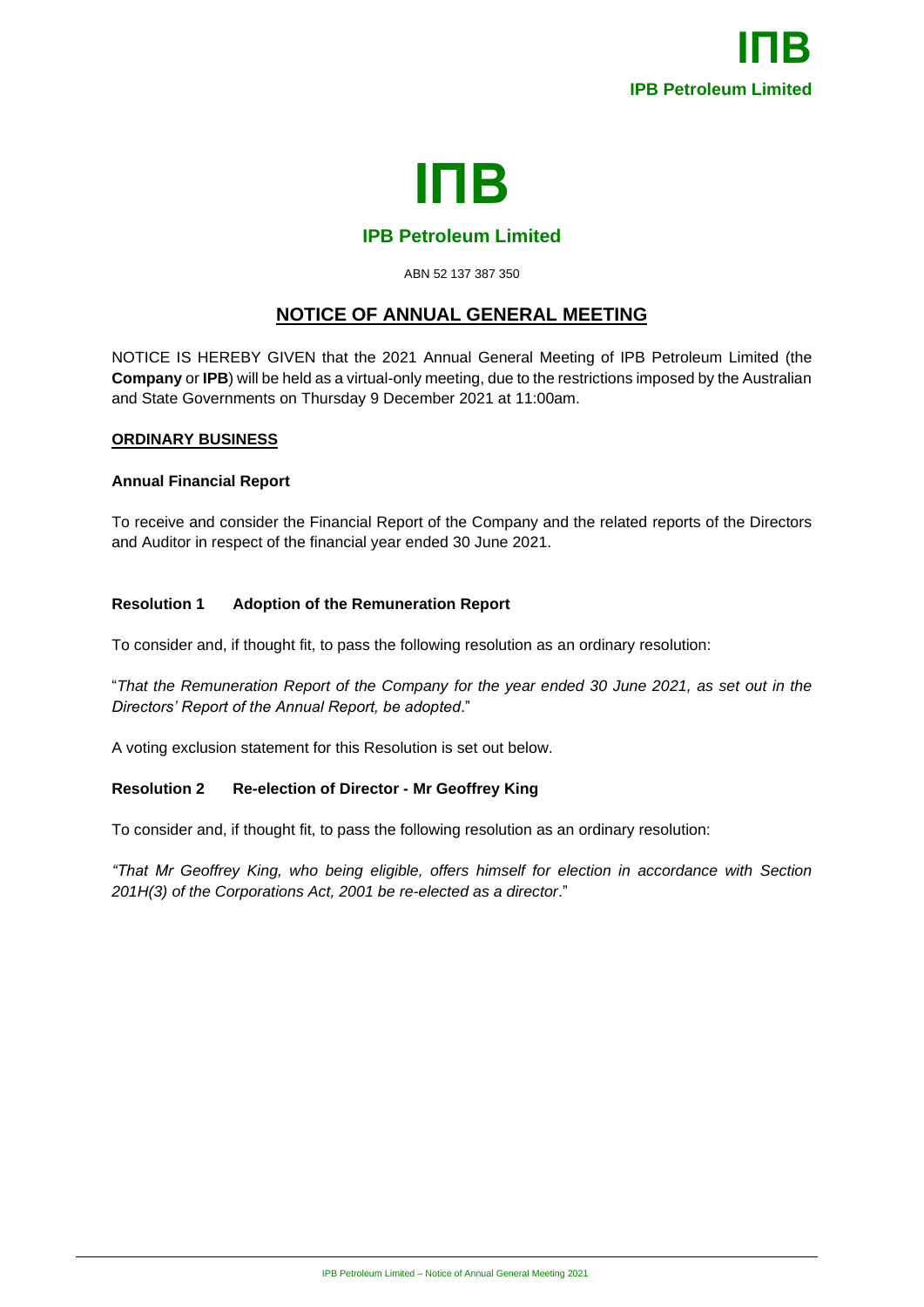# IПB

## IPB Petroleum Limited

ABN 52 137 387 350

## NOTICE OF ANNUAL GENERAL MEETING

NOTICE IS HEREBY GIVEN that the 2021 Annual General Meeting of IPB Petroleum Limited (the **Company** or **IPB**) will be held as a virtual-only meeting, due to the restrictions imposed by the Australian and State Governments on Thursday 9 December 2021 at 11:00am.

### ORDINARY BUSINESS

**Annual Financial Report**

To receive and consider the Financial Report of the Company and the related reports of the Directors and Auditor in respect of the financial year ended 30 June 2021.

**Resolution 1 Adoption of the Remuneration Report**

To consider and, if thought fit, to pass the following resolution as an ordinary resolution:

"*That the Remuneration Report of the Company for the year ended 30 June 2021, as set out in the Directors' Report of the Annual Report, be adopted*."

A voting exclusion statement for this Resolution is set out below.

**Resolution 2 Re-election of Director - Mr Geoffrey King**

To consider and, if thought fit, to pass the following resolution as an ordinary resolution:

*"That Mr Geoffrey King, who being eligible, offers himself for election in accordance with Section 201H(3) of the Corporations Act, 2001 be re-elected as a director*."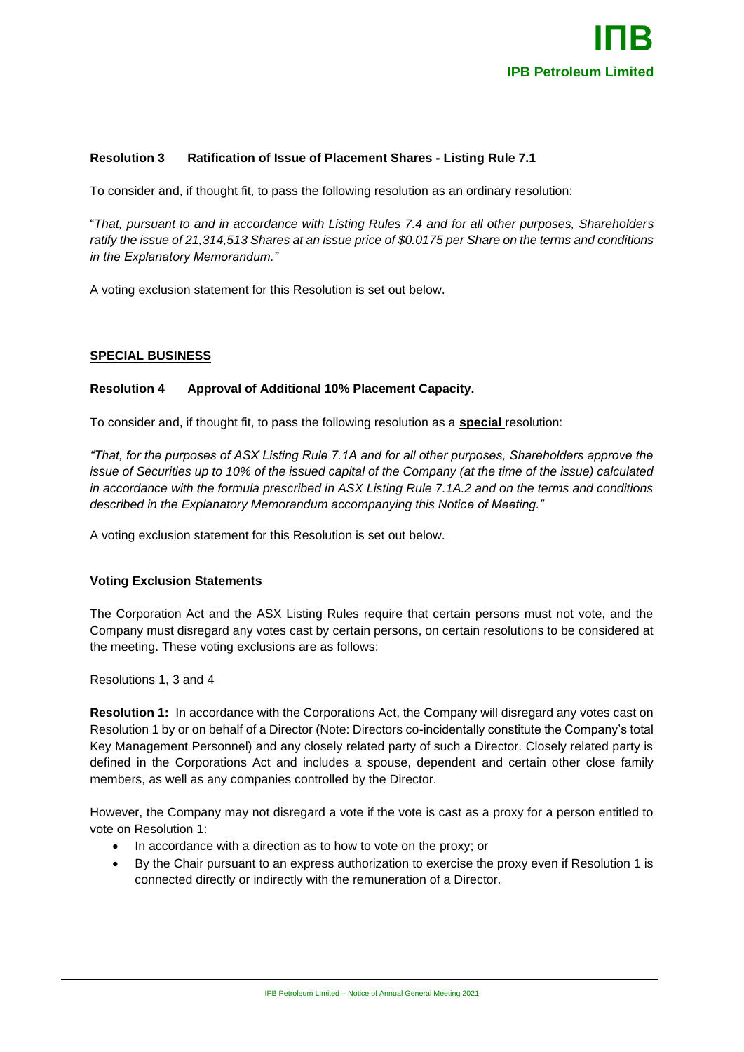### Resolution 3 Ratification of Issue of Placement Shares - Listing Rule 7.1

To consider and, if thought fit, to pass the following resolution as an ordinary resolution:

"*That, pursuant to and in accordance with Listing Rules 7.4 and for all other purposes, Shareholders ratify the issue of 21,314,513 Shares at an issue price of $0.0175 per Share on the terms and conditions in the Explanatory Memorandum."*

A voting exclusion statement for this Resolution is set out below.

## SPECIAL BUSINESS

### Resolution 4 Approval of Additional 10% Placement Capacity.

To consider and, if thought fit, to pass the following resolution as a **special** resolution:

*"That, for the purposes of ASX Listing Rule 7.1A and for all other purposes, Shareholders approve the issue of Securities up to 10% of the issued capital of the Company (at the time of the issue) calculated in accordance with the formula prescribed in ASX Listing Rule 7.1A.2 and on the terms and conditions described in the Explanatory Memorandum accompanying this Notice of Meeting."*

A voting exclusion statement for this Resolution is set out below.

### Voting Exclusion Statements

The Corporation Act and the ASX Listing Rules require that certain persons must not vote, and the Company must disregard any votes cast by certain persons, on certain resolutions to be considered at the meeting. These voting exclusions are as follows:

Resolutions 1, 3 and 4

**Resolution 1:** In accordance with the Corporations Act, the Company will disregard any votes cast on Resolution 1 by or on behalf of a Director (Note: Directors co-incidentally constitute the Company's total Key Management Personnel) and any closely related party of such a Director. Closely related party is defined in the Corporations Act and includes a spouse, dependent and certain other close family members, as well as any companies controlled by the Director.

However, the Company may not disregard a vote if the vote is cast as a proxy for a person entitled to vote on Resolution 1:

- In accordance with a direction as to how to vote on the proxy; or
- By the Chair pursuant to an express authorization to exercise the proxy even if Resolution 1 is connected directly or indirectly with the remuneration of a Director.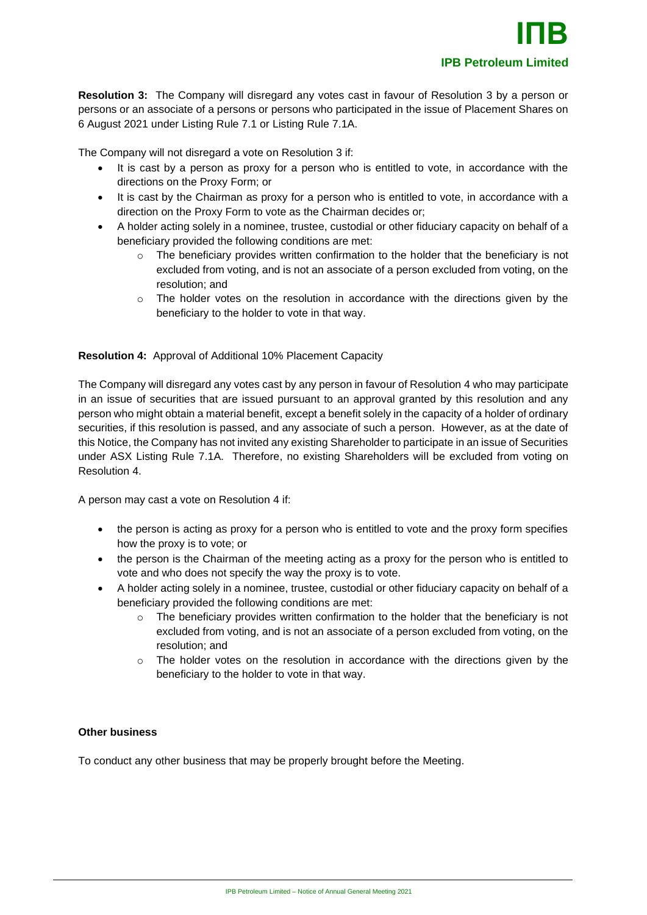**Resolution 3:** The Company will disregard any votes cast in favour of Resolution 3 by a person or persons or an associate of a persons or persons who participated in the issue of Placement Shares on 6 August 2021 under Listing Rule 7.1 or Listing Rule 7.1A.

The Company will not disregard a vote on Resolution 3 if:

- It is cast by a person as proxy for a person who is entitled to vote, in accordance with the directions on the Proxy Form; or
- It is cast by the Chairman as proxy for a person who is entitled to vote, in accordance with a direction on the Proxy Form to vote as the Chairman decides or;
- A holder acting solely in a nominee, trustee, custodial or other fiduciary capacity on behalf of a beneficiary provided the following conditions are met:
  - The beneficiary provides written confirmation to the holder that the beneficiary is not excluded from voting, and is not an associate of a person excluded from voting, on the resolution; and
  - The holder votes on the resolution in accordance with the directions given by the beneficiary to the holder to vote in that way.

**Resolution 4:** Approval of Additional 10% Placement Capacity

The Company will disregard any votes cast by any person in favour of Resolution 4 who may participate in an issue of securities that are issued pursuant to an approval granted by this resolution and any person who might obtain a material benefit, except a benefit solely in the capacity of a holder of ordinary securities, if this resolution is passed, and any associate of such a person. However, as at the date of this Notice, the Company has not invited any existing Shareholder to participate in an issue of Securities under ASX Listing Rule 7.1A. Therefore, no existing Shareholders will be excluded from voting on Resolution 4.

A person may cast a vote on Resolution 4 if:

- the person is acting as proxy for a person who is entitled to vote and the proxy form specifies how the proxy is to vote; or
- the person is the Chairman of the meeting acting as a proxy for the person who is entitled to vote and who does not specify the way the proxy is to vote.
- A holder acting solely in a nominee, trustee, custodial or other fiduciary capacity on behalf of a beneficiary provided the following conditions are met:
  - The beneficiary provides written confirmation to the holder that the beneficiary is not excluded from voting, and is not an associate of a person excluded from voting, on the resolution; and
  - The holder votes on the resolution in accordance with the directions given by the beneficiary to the holder to vote in that way.

**Other business**

To conduct any other business that may be properly brought before the Meeting.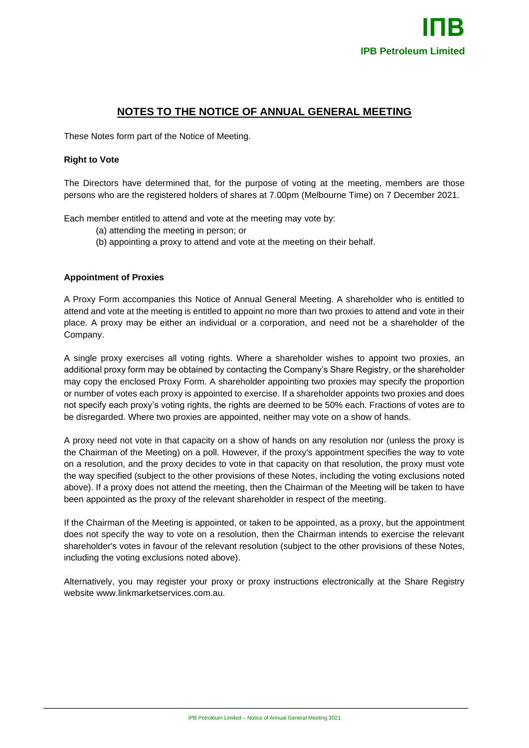# NOTES TO THE NOTICE OF ANNUAL GENERAL MEETING

These Notes form part of the Notice of Meeting.

**Right to Vote**

The Directors have determined that, for the purpose of voting at the meeting, members are those persons who are the registered holders of shares at 7.00pm (Melbourne Time) on 7 December 2021.

Each member entitled to attend and vote at the meeting may vote by:

(a) attending the meeting in person; or
(b) appointing a proxy to attend and vote at the meeting on their behalf.

**Appointment of Proxies**

A Proxy Form accompanies this Notice of Annual General Meeting. A shareholder who is entitled to attend and vote at the meeting is entitled to appoint no more than two proxies to attend and vote in their place. A proxy may be either an individual or a corporation, and need not be a shareholder of the Company.

A single proxy exercises all voting rights. Where a shareholder wishes to appoint two proxies, an additional proxy form may be obtained by contacting the Company's Share Registry, or the shareholder may copy the enclosed Proxy Form. A shareholder appointing two proxies may specify the proportion or number of votes each proxy is appointed to exercise. If a shareholder appoints two proxies and does not specify each proxy's voting rights, the rights are deemed to be 50% each. Fractions of votes are to be disregarded. Where two proxies are appointed, neither may vote on a show of hands.

A proxy need not vote in that capacity on a show of hands on any resolution nor (unless the proxy is the Chairman of the Meeting) on a poll. However, if the proxy's appointment specifies the way to vote on a resolution, and the proxy decides to vote in that capacity on that resolution, the proxy must vote the way specified (subject to the other provisions of these Notes, including the voting exclusions noted above). If a proxy does not attend the meeting, then the Chairman of the Meeting will be taken to have been appointed as the proxy of the relevant shareholder in respect of the meeting.

If the Chairman of the Meeting is appointed, or taken to be appointed, as a proxy, but the appointment does not specify the way to vote on a resolution, then the Chairman intends to exercise the relevant shareholder's votes in favour of the relevant resolution (subject to the other provisions of these Notes, including the voting exclusions noted above).

Alternatively, you may register your proxy or proxy instructions electronically at the Share Registry website www.linkmarketservices.com.au.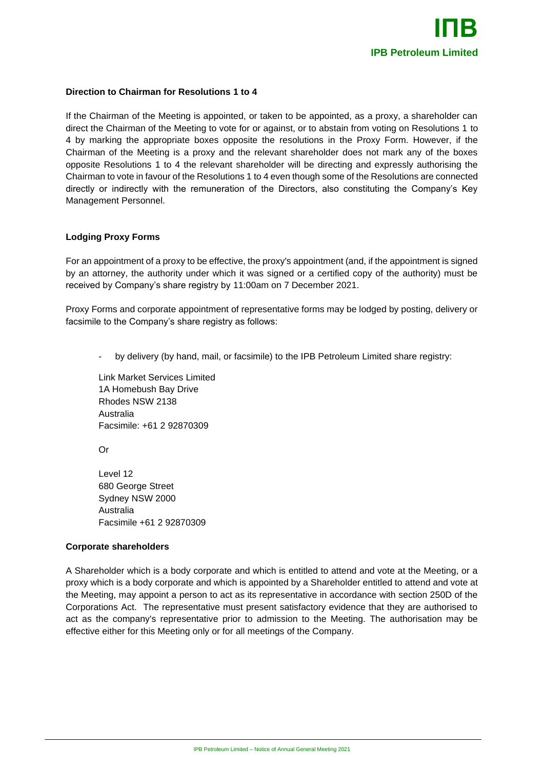**Direction to Chairman for Resolutions 1 to 4**

If the Chairman of the Meeting is appointed, or taken to be appointed, as a proxy, a shareholder can direct the Chairman of the Meeting to vote for or against, or to abstain from voting on Resolutions 1 to 4 by marking the appropriate boxes opposite the resolutions in the Proxy Form. However, if the Chairman of the Meeting is a proxy and the relevant shareholder does not mark any of the boxes opposite Resolutions 1 to 4 the relevant shareholder will be directing and expressly authorising the Chairman to vote in favour of the Resolutions 1 to 4 even though some of the Resolutions are connected directly or indirectly with the remuneration of the Directors, also constituting the Company's Key Management Personnel.

**Lodging Proxy Forms**

For an appointment of a proxy to be effective, the proxy's appointment (and, if the appointment is signed by an attorney, the authority under which it was signed or a certified copy of the authority) must be received by Company's share registry by 11:00am on 7 December 2021.

Proxy Forms and corporate appointment of representative forms may be lodged by posting, delivery or facsimile to the Company's share registry as follows:

- by delivery (by hand, mail, or facsimile) to the IPB Petroleum Limited share registry:

  Link Market Services Limited
  1A Homebush Bay Drive
  Rhodes NSW 2138
  Australia
  Facsimile: +61 2 92870309

  Or

  Level 12
  680 George Street
  Sydney NSW 2000
  Australia
  Facsimile +61 2 92870309

**Corporate shareholders**

A Shareholder which is a body corporate and which is entitled to attend and vote at the Meeting, or a proxy which is a body corporate and which is appointed by a Shareholder entitled to attend and vote at the Meeting, may appoint a person to act as its representative in accordance with section 250D of the Corporations Act. The representative must present satisfactory evidence that they are authorised to act as the company's representative prior to admission to the Meeting. The authorisation may be effective either for this Meeting only or for all meetings of the Company.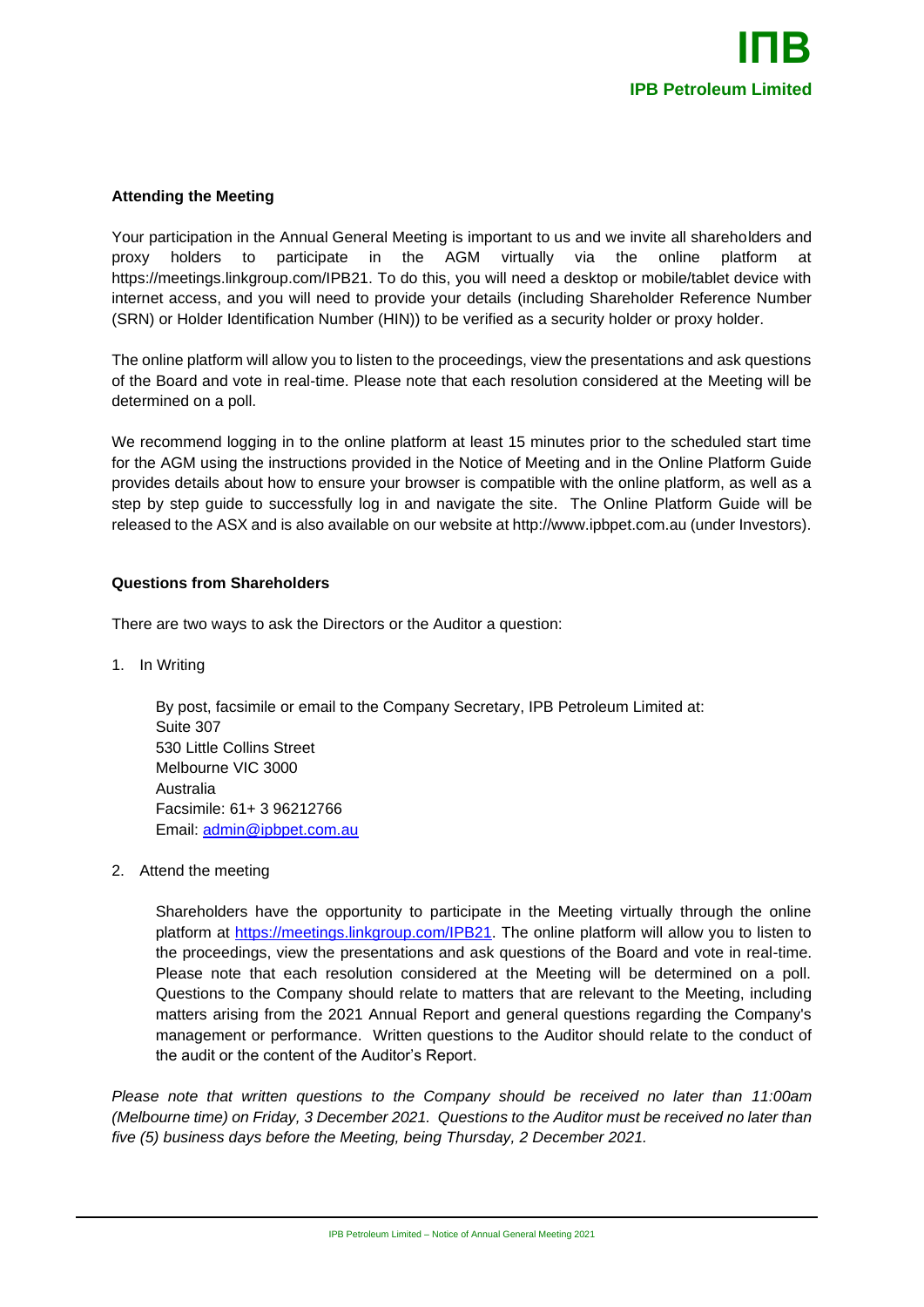**Attending the Meeting**

Your participation in the Annual General Meeting is important to us and we invite all shareholders and proxy holders to participate in the AGM virtually via the online platform at https://meetings.linkgroup.com/IPB21. To do this, you will need a desktop or mobile/tablet device with internet access, and you will need to provide your details (including Shareholder Reference Number (SRN) or Holder Identification Number (HIN)) to be verified as a security holder or proxy holder.

The online platform will allow you to listen to the proceedings, view the presentations and ask questions of the Board and vote in real-time. Please note that each resolution considered at the Meeting will be determined on a poll.

We recommend logging in to the online platform at least 15 minutes prior to the scheduled start time for the AGM using the instructions provided in the Notice of Meeting and in the Online Platform Guide provides details about how to ensure your browser is compatible with the online platform, as well as a step by step guide to successfully log in and navigate the site. The Online Platform Guide will be released to the ASX and is also available on our website at http://www.ipbpet.com.au (under Investors).

**Questions from Shareholders**

There are two ways to ask the Directors or the Auditor a question:

1. In Writing

   By post, facsimile or email to the Company Secretary, IPB Petroleum Limited at:
   Suite 307
   530 Little Collins Street
   Melbourne VIC 3000
   Australia
   Facsimile: 61+ 3 96212766
   Email: admin@ipbpet.com.au

2. Attend the meeting

   Shareholders have the opportunity to participate in the Meeting virtually through the online platform at https://meetings.linkgroup.com/IPB21. The online platform will allow you to listen to the proceedings, view the presentations and ask questions of the Board and vote in real-time. Please note that each resolution considered at the Meeting will be determined on a poll. Questions to the Company should relate to matters that are relevant to the Meeting, including matters arising from the 2021 Annual Report and general questions regarding the Company's management or performance. Written questions to the Auditor should relate to the conduct of the audit or the content of the Auditor's Report.

*Please note that written questions to the Company should be received no later than 11:00am (Melbourne time) on Friday, 3 December 2021. Questions to the Auditor must be received no later than five (5) business days before the Meeting, being Thursday, 2 December 2021.*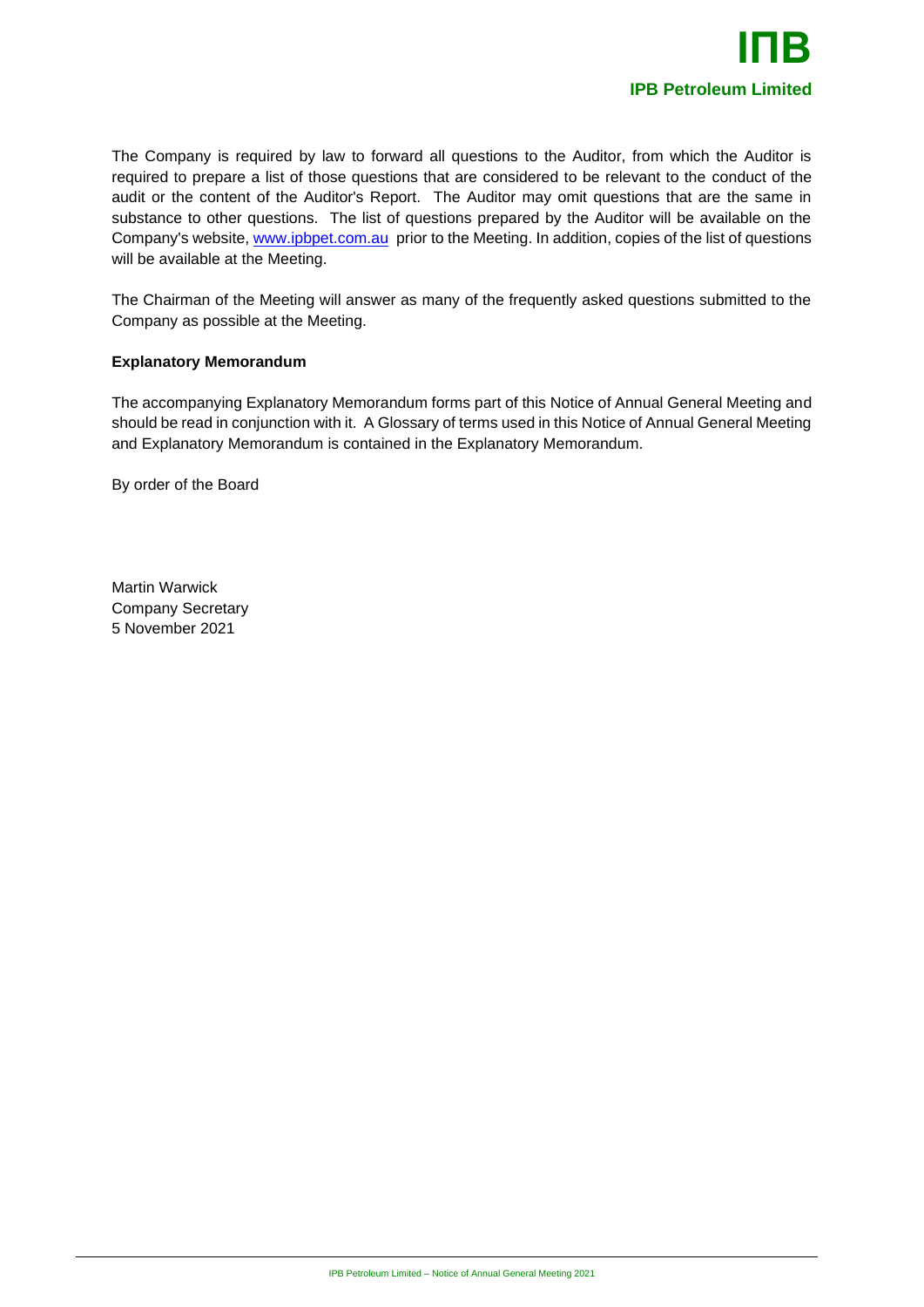The Company is required by law to forward all questions to the Auditor, from which the Auditor is required to prepare a list of those questions that are considered to be relevant to the conduct of the audit or the content of the Auditor's Report. The Auditor may omit questions that are the same in substance to other questions. The list of questions prepared by the Auditor will be available on the Company's website, [www.ipbpet.com.au](http://www.ipbpet.com.au) prior to the Meeting. In addition, copies of the list of questions will be available at the Meeting.

The Chairman of the Meeting will answer as many of the frequently asked questions submitted to the Company as possible at the Meeting.

**Explanatory Memorandum**

The accompanying Explanatory Memorandum forms part of this Notice of Annual General Meeting and should be read in conjunction with it. A Glossary of terms used in this Notice of Annual General Meeting and Explanatory Memorandum is contained in the Explanatory Memorandum.

By order of the Board

Martin Warwick
Company Secretary
5 November 2021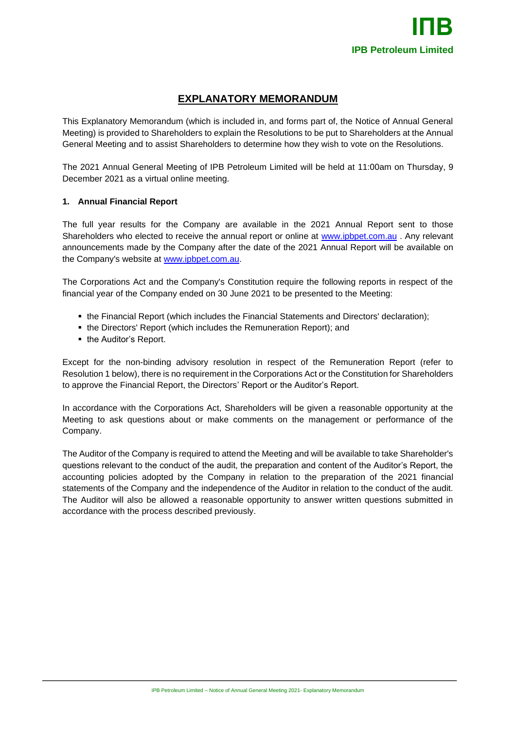# EXPLANATORY MEMORANDUM

This Explanatory Memorandum (which is included in, and forms part of, the Notice of Annual General Meeting) is provided to Shareholders to explain the Resolutions to be put to Shareholders at the Annual General Meeting and to assist Shareholders to determine how they wish to vote on the Resolutions.

The 2021 Annual General Meeting of IPB Petroleum Limited will be held at 11:00am on Thursday, 9 December 2021 as a virtual online meeting.

## 1. Annual Financial Report

The full year results for the Company are available in the 2021 Annual Report sent to those Shareholders who elected to receive the annual report or online at www.ipbpet.com.au . Any relevant announcements made by the Company after the date of the 2021 Annual Report will be available on the Company's website at www.ipbpet.com.au.

The Corporations Act and the Company's Constitution require the following reports in respect of the financial year of the Company ended on 30 June 2021 to be presented to the Meeting:

- the Financial Report (which includes the Financial Statements and Directors' declaration);
- the Directors' Report (which includes the Remuneration Report); and
- the Auditor's Report.

Except for the non-binding advisory resolution in respect of the Remuneration Report (refer to Resolution 1 below), there is no requirement in the Corporations Act or the Constitution for Shareholders to approve the Financial Report, the Directors' Report or the Auditor's Report.

In accordance with the Corporations Act, Shareholders will be given a reasonable opportunity at the Meeting to ask questions about or make comments on the management or performance of the Company.

The Auditor of the Company is required to attend the Meeting and will be available to take Shareholder's questions relevant to the conduct of the audit, the preparation and content of the Auditor's Report, the accounting policies adopted by the Company in relation to the preparation of the 2021 financial statements of the Company and the independence of the Auditor in relation to the conduct of the audit. The Auditor will also be allowed a reasonable opportunity to answer written questions submitted in accordance with the process described previously.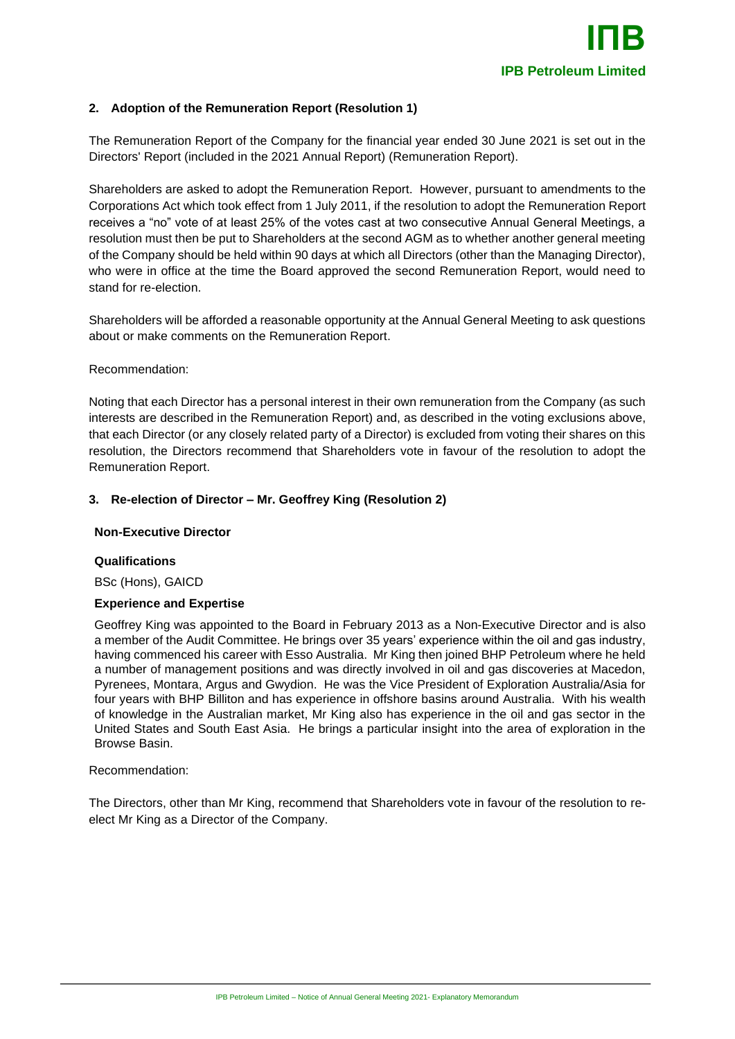## 2. Adoption of the Remuneration Report (Resolution 1)

The Remuneration Report of the Company for the financial year ended 30 June 2021 is set out in the Directors' Report (included in the 2021 Annual Report) (Remuneration Report).

Shareholders are asked to adopt the Remuneration Report. However, pursuant to amendments to the Corporations Act which took effect from 1 July 2011, if the resolution to adopt the Remuneration Report receives a "no" vote of at least 25% of the votes cast at two consecutive Annual General Meetings, a resolution must then be put to Shareholders at the second AGM as to whether another general meeting of the Company should be held within 90 days at which all Directors (other than the Managing Director), who were in office at the time the Board approved the second Remuneration Report, would need to stand for re-election.

Shareholders will be afforded a reasonable opportunity at the Annual General Meeting to ask questions about or make comments on the Remuneration Report.

Recommendation:

Noting that each Director has a personal interest in their own remuneration from the Company (as such interests are described in the Remuneration Report) and, as described in the voting exclusions above, that each Director (or any closely related party of a Director) is excluded from voting their shares on this resolution, the Directors recommend that Shareholders vote in favour of the resolution to adopt the Remuneration Report.

## 3. Re-election of Director – Mr. Geoffrey King (Resolution 2)

**Non-Executive Director**

**Qualifications**

BSc (Hons), GAICD

**Experience and Expertise**

Geoffrey King was appointed to the Board in February 2013 as a Non-Executive Director and is also a member of the Audit Committee. He brings over 35 years' experience within the oil and gas industry, having commenced his career with Esso Australia. Mr King then joined BHP Petroleum where he held a number of management positions and was directly involved in oil and gas discoveries at Macedon, Pyrenees, Montara, Argus and Gwydion. He was the Vice President of Exploration Australia/Asia for four years with BHP Billiton and has experience in offshore basins around Australia. With his wealth of knowledge in the Australian market, Mr King also has experience in the oil and gas sector in the United States and South East Asia. He brings a particular insight into the area of exploration in the Browse Basin.

Recommendation:

The Directors, other than Mr King, recommend that Shareholders vote in favour of the resolution to re-elect Mr King as a Director of the Company.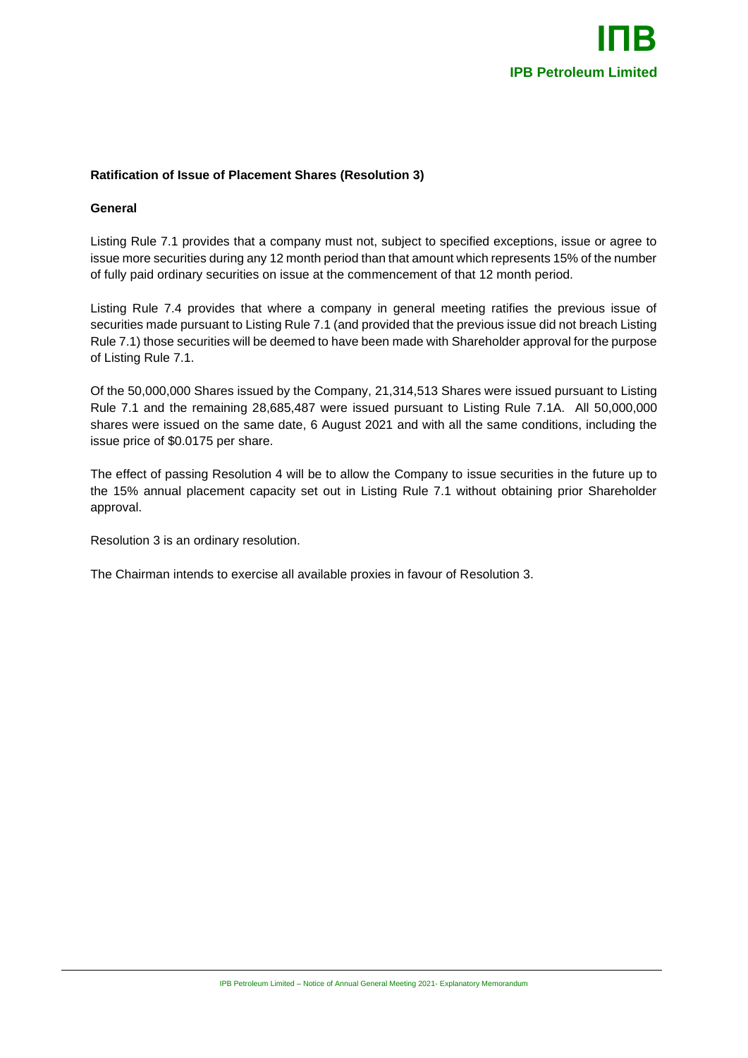**Ratification of Issue of Placement Shares (Resolution 3)**

**General**

Listing Rule 7.1 provides that a company must not, subject to specified exceptions, issue or agree to issue more securities during any 12 month period than that amount which represents 15% of the number of fully paid ordinary securities on issue at the commencement of that 12 month period.

Listing Rule 7.4 provides that where a company in general meeting ratifies the previous issue of securities made pursuant to Listing Rule 7.1 (and provided that the previous issue did not breach Listing Rule 7.1) those securities will be deemed to have been made with Shareholder approval for the purpose of Listing Rule 7.1.

Of the 50,000,000 Shares issued by the Company, 21,314,513 Shares were issued pursuant to Listing Rule 7.1 and the remaining 28,685,487 were issued pursuant to Listing Rule 7.1A. All 50,000,000 shares were issued on the same date, 6 August 2021 and with all the same conditions, including the issue price of $0.0175 per share.

The effect of passing Resolution 4 will be to allow the Company to issue securities in the future up to the 15% annual placement capacity set out in Listing Rule 7.1 without obtaining prior Shareholder approval.

Resolution 3 is an ordinary resolution.

The Chairman intends to exercise all available proxies in favour of Resolution 3.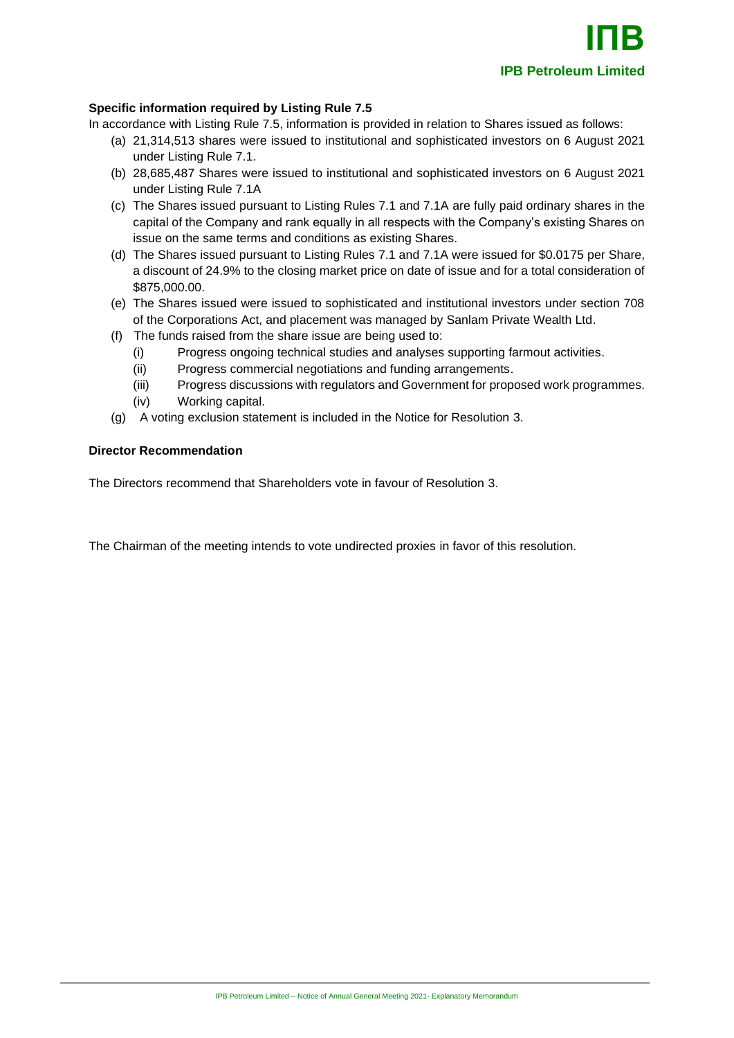### Specific information required by Listing Rule 7.5

In accordance with Listing Rule 7.5, information is provided in relation to Shares issued as follows:

(a) 21,314,513 shares were issued to institutional and sophisticated investors on 6 August 2021 under Listing Rule 7.1.

(b) 28,685,487 Shares were issued to institutional and sophisticated investors on 6 August 2021 under Listing Rule 7.1A

(c) The Shares issued pursuant to Listing Rules 7.1 and 7.1A are fully paid ordinary shares in the capital of the Company and rank equally in all respects with the Company's existing Shares on issue on the same terms and conditions as existing Shares.

(d) The Shares issued pursuant to Listing Rules 7.1 and 7.1A were issued for $0.0175 per Share, a discount of 24.9% to the closing market price on date of issue and for a total consideration of $875,000.00.

(e) The Shares issued were issued to sophisticated and institutional investors under section 708 of the Corporations Act, and placement was managed by Sanlam Private Wealth Ltd.

(f) The funds raised from the share issue are being used to:

   (i) Progress ongoing technical studies and analyses supporting farmout activities.

   (ii) Progress commercial negotiations and funding arrangements.

   (iii) Progress discussions with regulators and Government for proposed work programmes.

   (iv) Working capital.

(g) A voting exclusion statement is included in the Notice for Resolution 3.

### Director Recommendation

The Directors recommend that Shareholders vote in favour of Resolution 3.

The Chairman of the meeting intends to vote undirected proxies in favor of this resolution.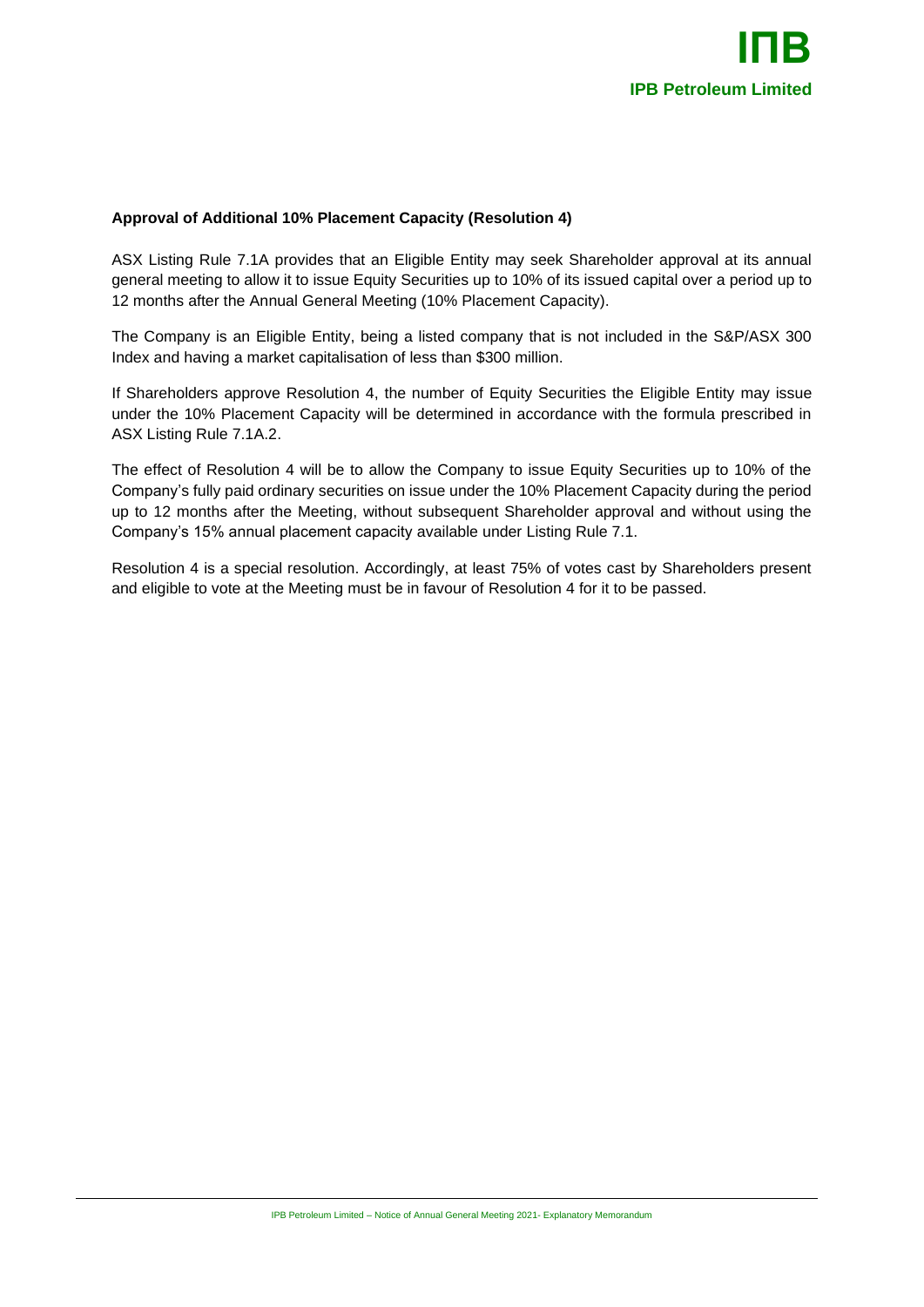**Approval of Additional 10% Placement Capacity (Resolution 4)**

ASX Listing Rule 7.1A provides that an Eligible Entity may seek Shareholder approval at its annual general meeting to allow it to issue Equity Securities up to 10% of its issued capital over a period up to 12 months after the Annual General Meeting (10% Placement Capacity).

The Company is an Eligible Entity, being a listed company that is not included in the S&P/ASX 300 Index and having a market capitalisation of less than $300 million.

If Shareholders approve Resolution 4, the number of Equity Securities the Eligible Entity may issue under the 10% Placement Capacity will be determined in accordance with the formula prescribed in ASX Listing Rule 7.1A.2.

The effect of Resolution 4 will be to allow the Company to issue Equity Securities up to 10% of the Company's fully paid ordinary securities on issue under the 10% Placement Capacity during the period up to 12 months after the Meeting, without subsequent Shareholder approval and without using the Company's 15% annual placement capacity available under Listing Rule 7.1.

Resolution 4 is a special resolution. Accordingly, at least 75% of votes cast by Shareholders present and eligible to vote at the Meeting must be in favour of Resolution 4 for it to be passed.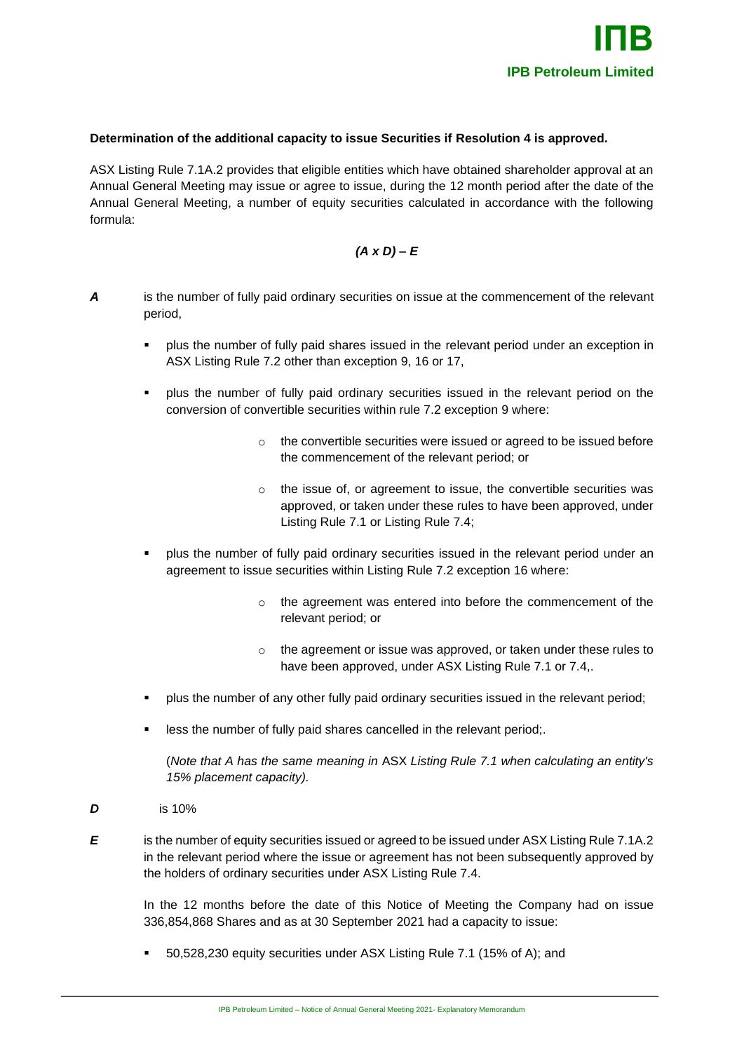**Determination of the additional capacity to issue Securities if Resolution 4 is approved.**

ASX Listing Rule 7.1A.2 provides that eligible entities which have obtained shareholder approval at an Annual General Meeting may issue or agree to issue, during the 12 month period after the date of the Annual General Meeting, a number of equity securities calculated in accordance with the following formula:

$$(A \times D) - E$$

***A*** is the number of fully paid ordinary securities on issue at the commencement of the relevant period,

- plus the number of fully paid shares issued in the relevant period under an exception in ASX Listing Rule 7.2 other than exception 9, 16 or 17,
- plus the number of fully paid ordinary securities issued in the relevant period on the conversion of convertible securities within rule 7.2 exception 9 where:
  - the convertible securities were issued or agreed to be issued before the commencement of the relevant period; or
  - the issue of, or agreement to issue, the convertible securities was approved, or taken under these rules to have been approved, under Listing Rule 7.1 or Listing Rule 7.4;
- plus the number of fully paid ordinary securities issued in the relevant period under an agreement to issue securities within Listing Rule 7.2 exception 16 where:
  - the agreement was entered into before the commencement of the relevant period; or
  - the agreement or issue was approved, or taken under these rules to have been approved, under ASX Listing Rule 7.1 or 7.4,.
- plus the number of any other fully paid ordinary securities issued in the relevant period;
- less the number of fully paid shares cancelled in the relevant period;.

(*Note that A has the same meaning in* ASX *Listing Rule 7.1 when calculating an entity's 15% placement capacity).*

***D*** is 10%

***E*** is the number of equity securities issued or agreed to be issued under ASX Listing Rule 7.1A.2 in the relevant period where the issue or agreement has not been subsequently approved by the holders of ordinary securities under ASX Listing Rule 7.4.

In the 12 months before the date of this Notice of Meeting the Company had on issue 336,854,868 Shares and as at 30 September 2021 had a capacity to issue:

- 50,528,230 equity securities under ASX Listing Rule 7.1 (15% of A); and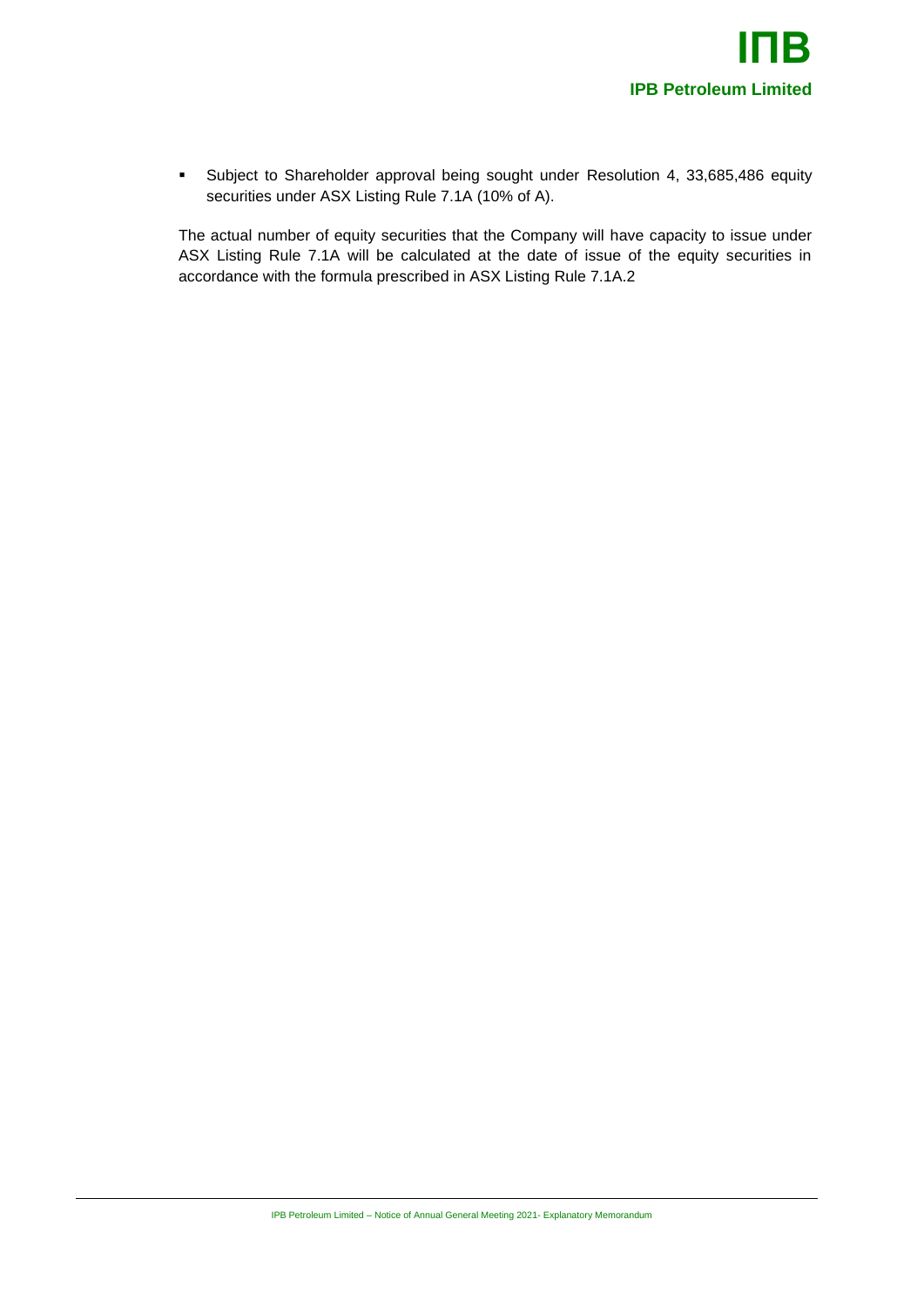- Subject to Shareholder approval being sought under Resolution 4, 33,685,486 equity securities under ASX Listing Rule 7.1A (10% of A).

The actual number of equity securities that the Company will have capacity to issue under ASX Listing Rule 7.1A will be calculated at the date of issue of the equity securities in accordance with the formula prescribed in ASX Listing Rule 7.1A.2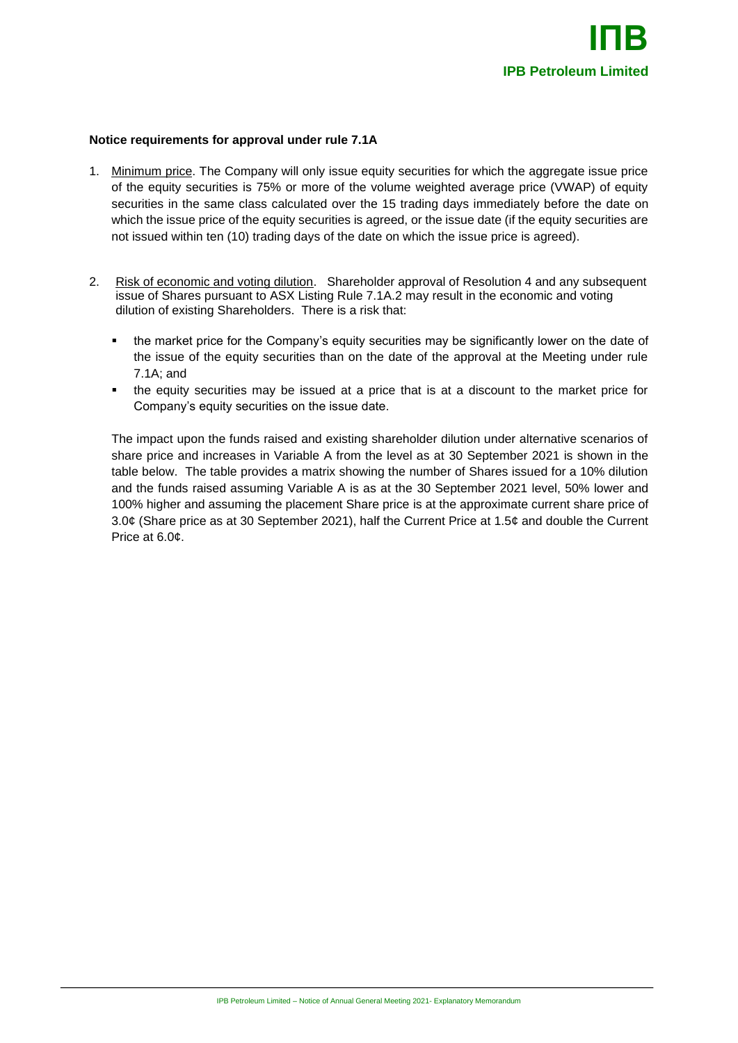**Notice requirements for approval under rule 7.1A**

1. Minimum price. The Company will only issue equity securities for which the aggregate issue price of the equity securities is 75% or more of the volume weighted average price (VWAP) of equity securities in the same class calculated over the 15 trading days immediately before the date on which the issue price of the equity securities is agreed, or the issue date (if the equity securities are not issued within ten (10) trading days of the date on which the issue price is agreed).

2. Risk of economic and voting dilution. Shareholder approval of Resolution 4 and any subsequent issue of Shares pursuant to ASX Listing Rule 7.1A.2 may result in the economic and voting dilution of existing Shareholders. There is a risk that:

   - the market price for the Company's equity securities may be significantly lower on the date of the issue of the equity securities than on the date of the approval at the Meeting under rule 7.1A; and
   - the equity securities may be issued at a price that is at a discount to the market price for Company's equity securities on the issue date.

   The impact upon the funds raised and existing shareholder dilution under alternative scenarios of share price and increases in Variable A from the level as at 30 September 2021 is shown in the table below. The table provides a matrix showing the number of Shares issued for a 10% dilution and the funds raised assuming Variable A is as at the 30 September 2021 level, 50% lower and 100% higher and assuming the placement Share price is at the approximate current share price of 3.0¢ (Share price as at 30 September 2021), half the Current Price at 1.5¢ and double the Current Price at 6.0¢.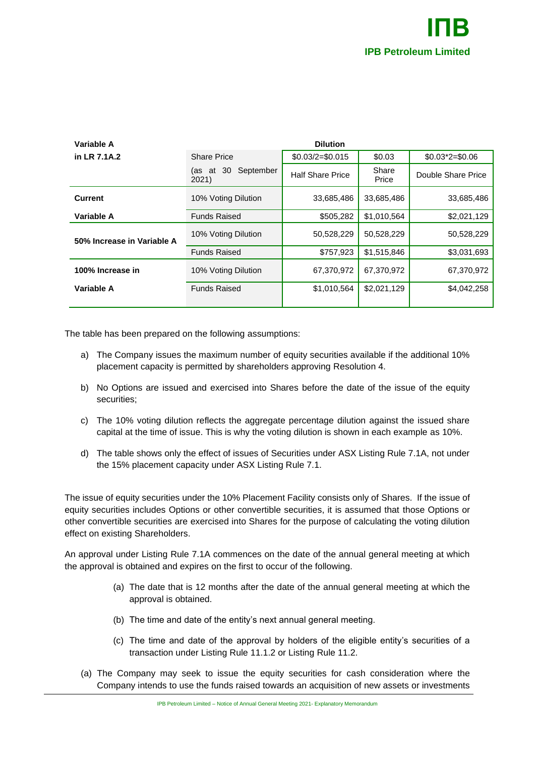| Variable A in LR 7.1A.2 | | Dilution | | |
|---|---|---|---|---|
| | Share Price | $0.03/2=$0.015 | $0.03 | $0.03*2=$0.06 |
| | (as at 30 September 2021) | Half Share Price | Share Price | Double Share Price |
| Current | 10% Voting Dilution | 33,685,486 | 33,685,486 | 33,685,486 |
| Variable A | Funds Raised | $505,282 | $1,010,564 | $2,021,129 |
| 50% Increase in Variable A | 10% Voting Dilution | 50,528,229 | 50,528,229 | 50,528,229 |
| | Funds Raised | $757,923 | $1,515,846 | $3,031,693 |
| 100% Increase in | 10% Voting Dilution | 67,370,972 | 67,370,972 | 67,370,972 |
| Variable A | Funds Raised | $1,010,564 | $2,021,129 | $4,042,258 |

The table has been prepared on the following assumptions:

a) The Company issues the maximum number of equity securities available if the additional 10% placement capacity is permitted by shareholders approving Resolution 4.

b) No Options are issued and exercised into Shares before the date of the issue of the equity securities;

c) The 10% voting dilution reflects the aggregate percentage dilution against the issued share capital at the time of issue. This is why the voting dilution is shown in each example as 10%.

d) The table shows only the effect of issues of Securities under ASX Listing Rule 7.1A, not under the 15% placement capacity under ASX Listing Rule 7.1.

The issue of equity securities under the 10% Placement Facility consists only of Shares. If the issue of equity securities includes Options or other convertible securities, it is assumed that those Options or other convertible securities are exercised into Shares for the purpose of calculating the voting dilution effect on existing Shareholders.

An approval under Listing Rule 7.1A commences on the date of the annual general meeting at which the approval is obtained and expires on the first to occur of the following.

(a) The date that is 12 months after the date of the annual general meeting at which the approval is obtained.

(b) The time and date of the entity's next annual general meeting.

(c) The time and date of the approval by holders of the eligible entity's securities of a transaction under Listing Rule 11.1.2 or Listing Rule 11.2.

(a) The Company may seek to issue the equity securities for cash consideration where the Company intends to use the funds raised towards an acquisition of new assets or investments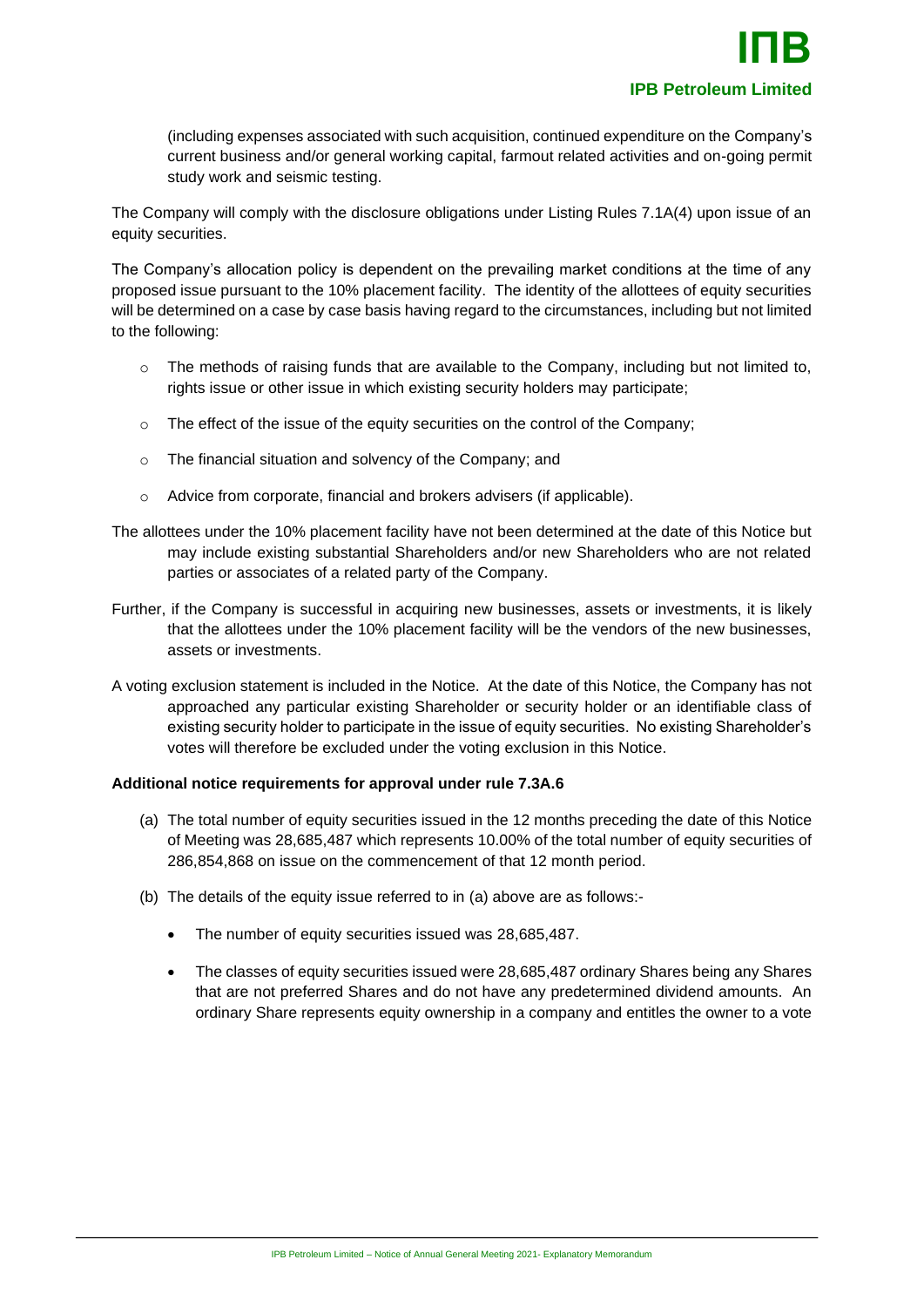(including expenses associated with such acquisition, continued expenditure on the Company's current business and/or general working capital, farmout related activities and on-going permit study work and seismic testing.

The Company will comply with the disclosure obligations under Listing Rules 7.1A(4) upon issue of an equity securities.

The Company's allocation policy is dependent on the prevailing market conditions at the time of any proposed issue pursuant to the 10% placement facility. The identity of the allottees of equity securities will be determined on a case by case basis having regard to the circumstances, including but not limited to the following:

- The methods of raising funds that are available to the Company, including but not limited to, rights issue or other issue in which existing security holders may participate;
- The effect of the issue of the equity securities on the control of the Company;
- The financial situation and solvency of the Company; and
- Advice from corporate, financial and brokers advisers (if applicable).

The allottees under the 10% placement facility have not been determined at the date of this Notice but may include existing substantial Shareholders and/or new Shareholders who are not related parties or associates of a related party of the Company.

Further, if the Company is successful in acquiring new businesses, assets or investments, it is likely that the allottees under the 10% placement facility will be the vendors of the new businesses, assets or investments.

A voting exclusion statement is included in the Notice. At the date of this Notice, the Company has not approached any particular existing Shareholder or security holder or an identifiable class of existing security holder to participate in the issue of equity securities. No existing Shareholder's votes will therefore be excluded under the voting exclusion in this Notice.

**Additional notice requirements for approval under rule 7.3A.6**

(a) The total number of equity securities issued in the 12 months preceding the date of this Notice of Meeting was 28,685,487 which represents 10.00% of the total number of equity securities of 286,854,868 on issue on the commencement of that 12 month period.

(b) The details of the equity issue referred to in (a) above are as follows:-

- The number of equity securities issued was 28,685,487.
- The classes of equity securities issued were 28,685,487 ordinary Shares being any Shares that are not preferred Shares and do not have any predetermined dividend amounts. An ordinary Share represents equity ownership in a company and entitles the owner to a vote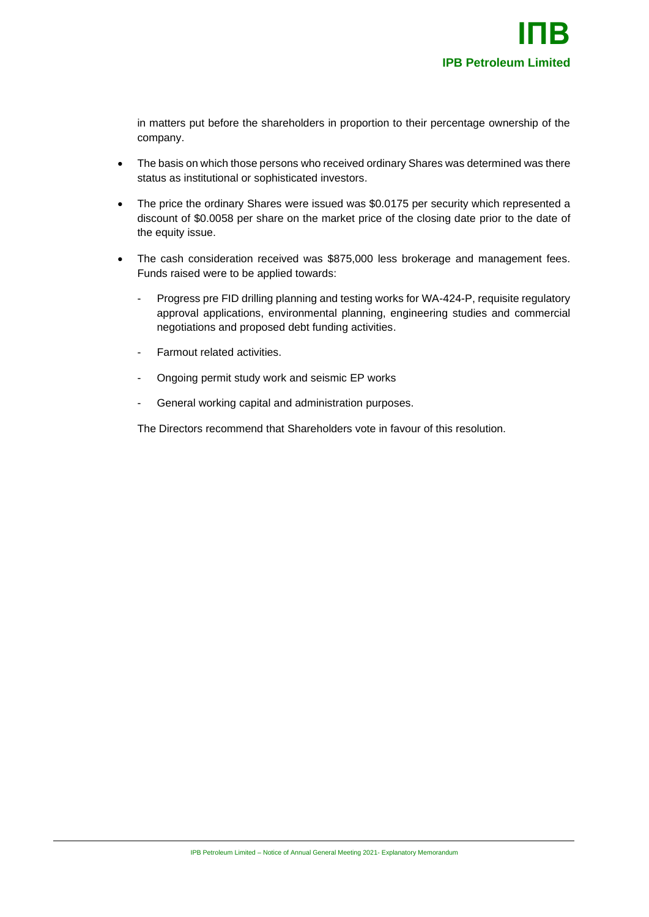in matters put before the shareholders in proportion to their percentage ownership of the company.

- The basis on which those persons who received ordinary Shares was determined was there status as institutional or sophisticated investors.
- The price the ordinary Shares were issued was $0.0175 per security which represented a discount of $0.0058 per share on the market price of the closing date prior to the date of the equity issue.
- The cash consideration received was $875,000 less brokerage and management fees. Funds raised were to be applied towards:
  - Progress pre FID drilling planning and testing works for WA-424-P, requisite regulatory approval applications, environmental planning, engineering studies and commercial negotiations and proposed debt funding activities.
  - Farmout related activities.
  - Ongoing permit study work and seismic EP works
  - General working capital and administration purposes.

The Directors recommend that Shareholders vote in favour of this resolution.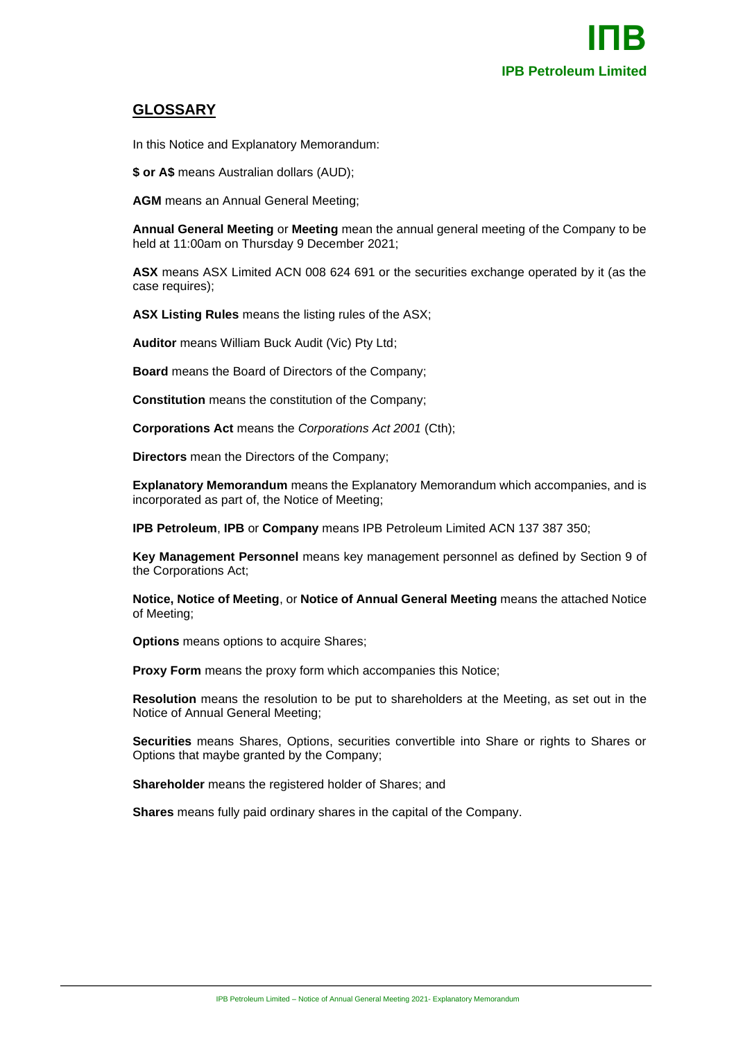## GLOSSARY

In this Notice and Explanatory Memorandum:

**$ or A$** means Australian dollars (AUD);

**AGM** means an Annual General Meeting;

**Annual General Meeting** or **Meeting** mean the annual general meeting of the Company to be held at 11:00am on Thursday 9 December 2021;

**ASX** means ASX Limited ACN 008 624 691 or the securities exchange operated by it (as the case requires);

**ASX Listing Rules** means the listing rules of the ASX;

**Auditor** means William Buck Audit (Vic) Pty Ltd;

**Board** means the Board of Directors of the Company;

**Constitution** means the constitution of the Company;

**Corporations Act** means the *Corporations Act 2001* (Cth);

**Directors** mean the Directors of the Company;

**Explanatory Memorandum** means the Explanatory Memorandum which accompanies, and is incorporated as part of, the Notice of Meeting;

**IPB Petroleum**, **IPB** or **Company** means IPB Petroleum Limited ACN 137 387 350;

**Key Management Personnel** means key management personnel as defined by Section 9 of the Corporations Act;

**Notice, Notice of Meeting**, or **Notice of Annual General Meeting** means the attached Notice of Meeting;

**Options** means options to acquire Shares;

**Proxy Form** means the proxy form which accompanies this Notice;

**Resolution** means the resolution to be put to shareholders at the Meeting, as set out in the Notice of Annual General Meeting;

**Securities** means Shares, Options, securities convertible into Share or rights to Shares or Options that maybe granted by the Company;

**Shareholder** means the registered holder of Shares; and

**Shares** means fully paid ordinary shares in the capital of the Company.